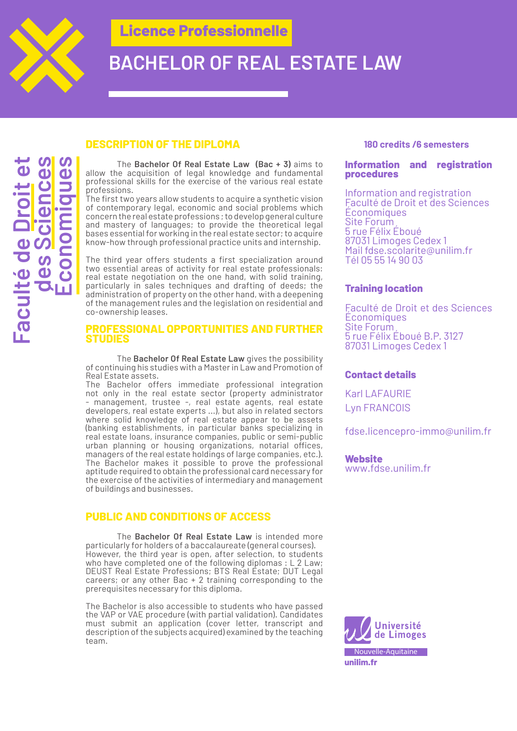**Licence Professionnelle**

# BACHELOR OF REAL ESTATE LAW

Faculté de Droit et des Sciences Économiques

## DESCRIPTION OF THE DIPLOMA

The **Bachelor Of Real Estate Law (Bac + 3)** aims to allow the acquisition of legal knowledge and fundamental professional skills for the exercise of the various real estate professions.
The first two years allow students to acquire a synthetic vision of contemporary legal, economic and social problems which concern the real estate professions ; to develop general culture and mastery of languages; to provide the theoretical legal bases essential for working in the real estate sector; to acquire know-how through professional practice units and internship.

The third year offers students a first specialization around two essential areas of activity for real estate professionals: real estate negotiation on the one hand, with solid training, particularly in sales techniques and drafting of deeds; the administration of property on the other hand, with a deepening of the management rules and the legislation on residential and co-ownership leases.

## PROFESSIONAL OPPORTUNITIES AND FURTHER STUDIES

The **Bachelor Of Real Estate Law** gives the possibility of continuing his studies with a Master in Law and Promotion of Real Estate assets.
The Bachelor offers immediate professional integration not only in the real estate sector (property administrator - management, trustee -, real estate agents, real estate developers, real estate experts ...), but also in related sectors where solid knowledge of real estate appear to be assets (banking establishments, in particular banks specializing in real estate loans, insurance companies, public or semi-public urban planning or housing organizations, notarial offices, managers of the real estate holdings of large companies, etc.).
The Bachelor makes it possible to prove the professional aptitude required to obtain the professional card necessary for the exercise of the activities of intermediary and management of buildings and businesses.

## PUBLIC AND CONDITIONS OF ACCESS

The **Bachelor Of Real Estate Law** is intended more particularly for holders of a baccalaureate (general courses). However, the third year is open, after selection, to students who have completed one of the following diplomas : L 2 Law; DEUST Real Estate Professions; BTS Real Estate; DUT Legal careers; or any other Bac + 2 training corresponding to the prerequisites necessary for this diploma.

The Bachelor is also accessible to students who have passed the VAP or VAE procedure (with partial validation). Candidates must submit an application (cover letter, transcript and description of the subjects acquired) examined by the teaching team.

**180 credits /6 semesters**

### Information and registration procedures

Information and registration
Faculté de Droit et des Sciences Économiques
Site Forum
5 rue Félix Éboué
87031 Limoges Cedex 1
Mail fdse.scolarite@unilim.fr
Tél 05 55 14 90 03

### Training location

Faculté de Droit et des Sciences Économiques
Site Forum
5 rue Félix Éboué B.P. 3127
87031 Limoges Cedex 1

### Contact details

Karl LAFAURIE
Lyn FRANCOIS

fdse.licencepro-immo@unilim.fr

### Website

www.fdse.unilim.fr

Université de Limoges
Nouvelle-Aquitaine
unilim.fr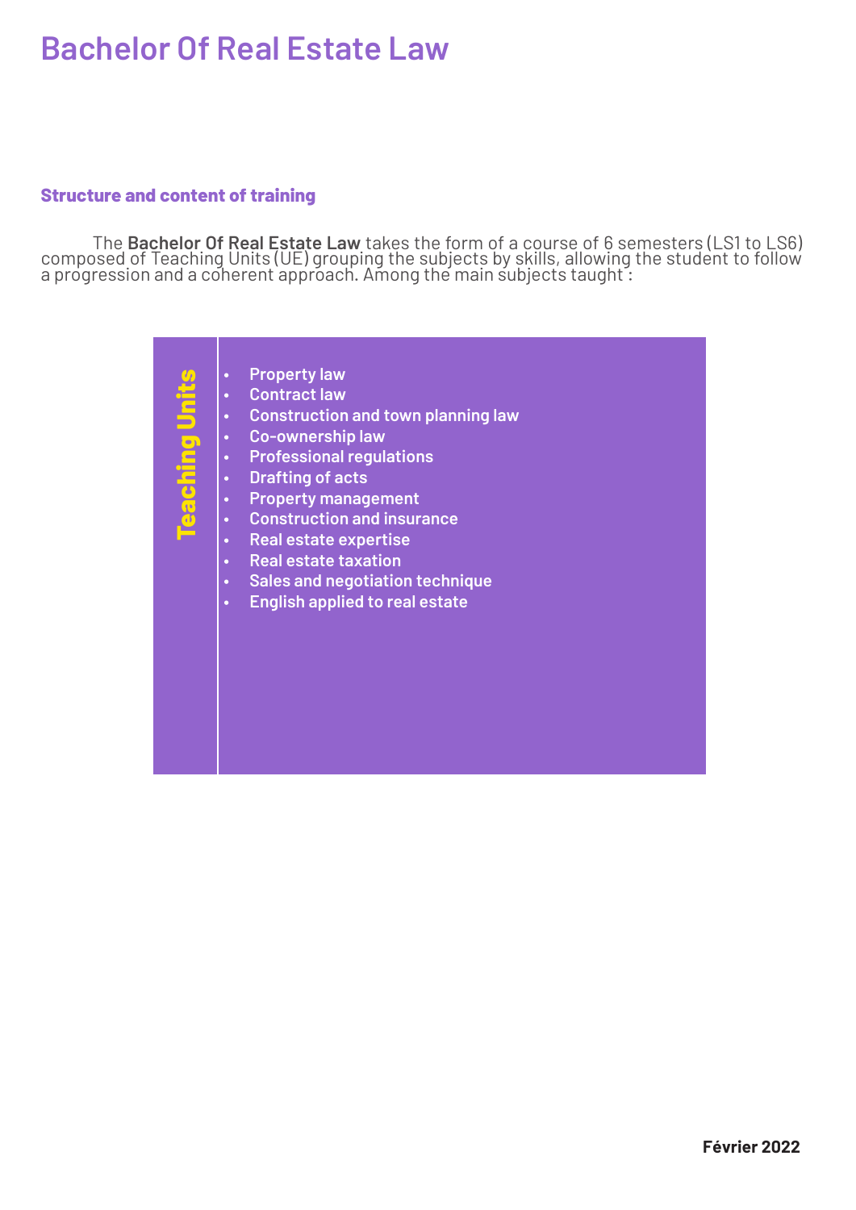# Bachelor Of Real Estate Law

## Structure and content of training

The **Bachelor Of Real Estate Law** takes the form of a course of 6 semesters (LS1 to LS6) composed of Teaching Units (UE) grouping the subjects by skills, allowing the student to follow a progression and a coherent approach. Among the main subjects taught :

**Teaching Units**

- Property law
- Contract law
- Construction and town planning law
- Co-ownership law
- Professional regulations
- Drafting of acts
- Property management
- Construction and insurance
- Real estate expertise
- Real estate taxation
- Sales and negotiation technique
- English applied to real estate

Février 2022